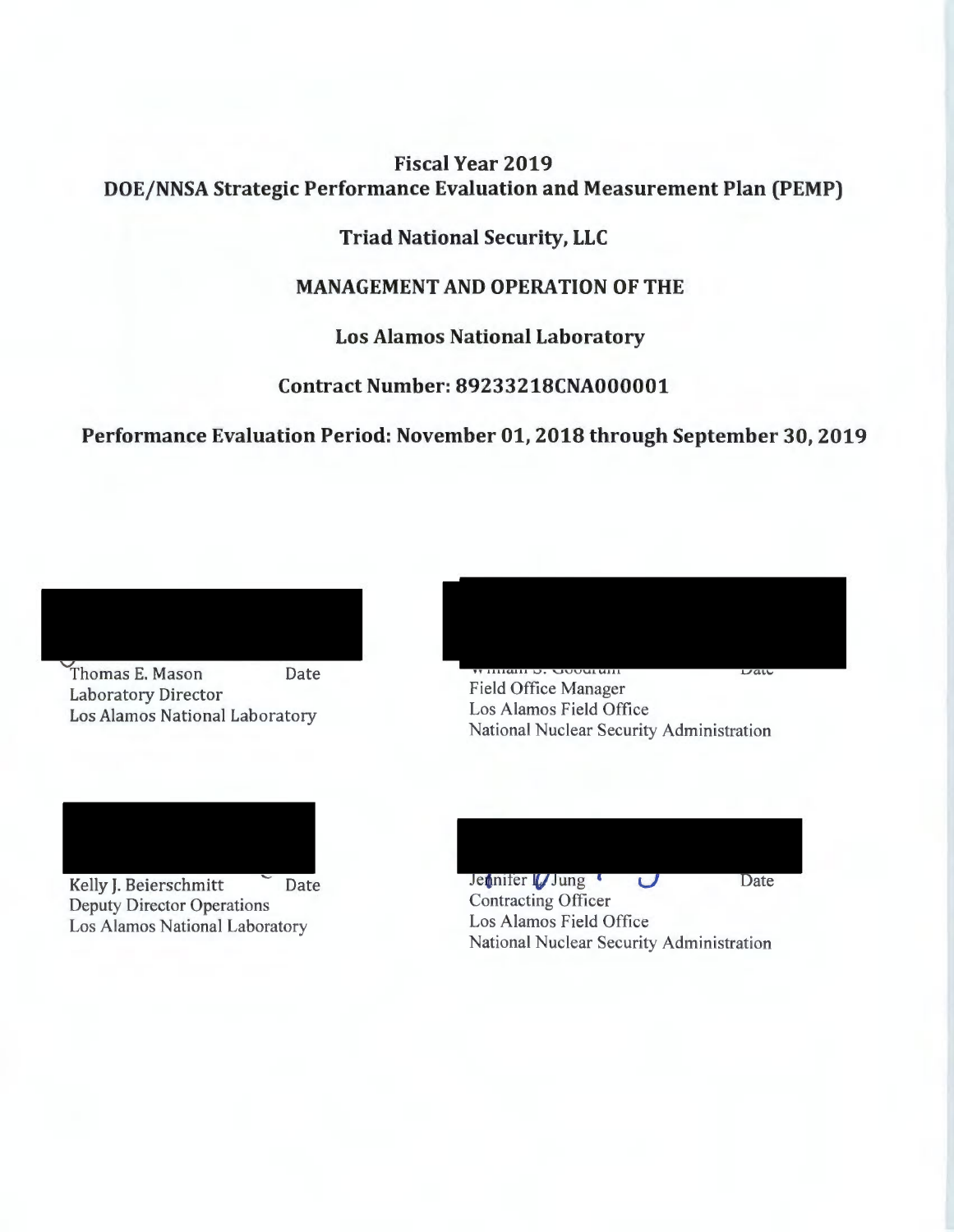# Fiscal Year 2019

# DOE/NNSA Strategic Performance Evaluation and Measurement Plan (PEMP)

## Triad National Security, LLC

## MANAGEMENT AND OPERATION OF THE

## Los Alamos National Laboratory

## Contract Number: 89233218CNA000001

## Performance Evaluation Period: November 01, 2018 through September 30, 2019

Thomas E. Mason — Date
Laboratory Director
Los Alamos National Laboratory

William S. Goodrum — Date
Field Office Manager
Los Alamos Field Office
National Nuclear Security Administration

Kelly J. Beierschmitt — Date
Deputy Director Operations
Los Alamos National Laboratory

Jennifer J. Jung — Date
Contracting Officer
Los Alamos Field Office
National Nuclear Security Administration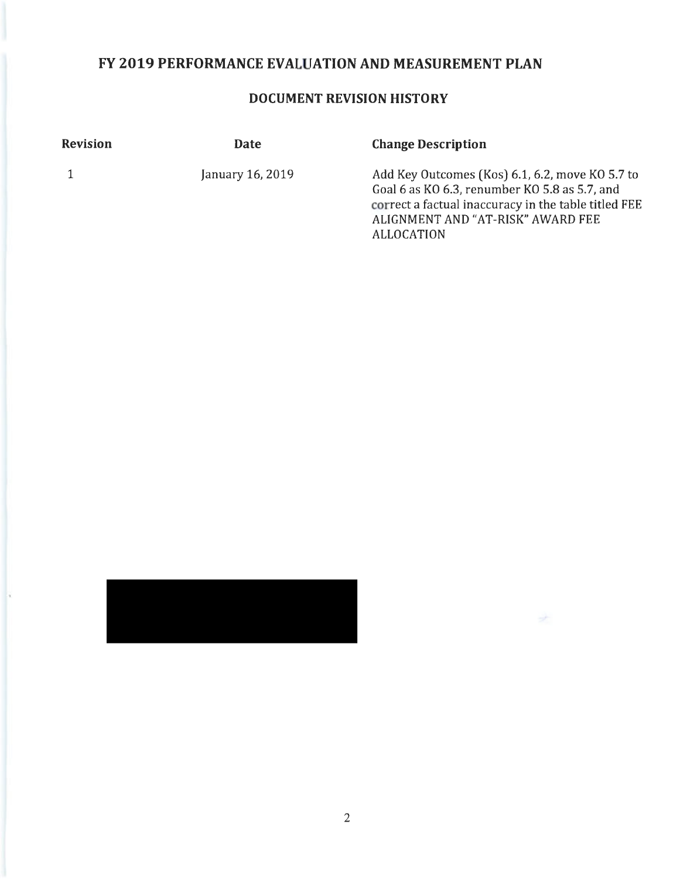# FY 2019 PERFORMANCE EVALUATION AND MEASUREMENT PLAN

## DOCUMENT REVISION HISTORY

| Revision | Date | Change Description |
| --- | --- | --- |
| 1 | January 16, 2019 | Add Key Outcomes (Kos) 6.1, 6.2, move KO 5.7 to Goal 6 as KO 6.3, renumber KO 5.8 as 5.7, and correct a factual inaccuracy in the table titled FEE ALIGNMENT AND "AT-RISK" AWARD FEE ALLOCATION |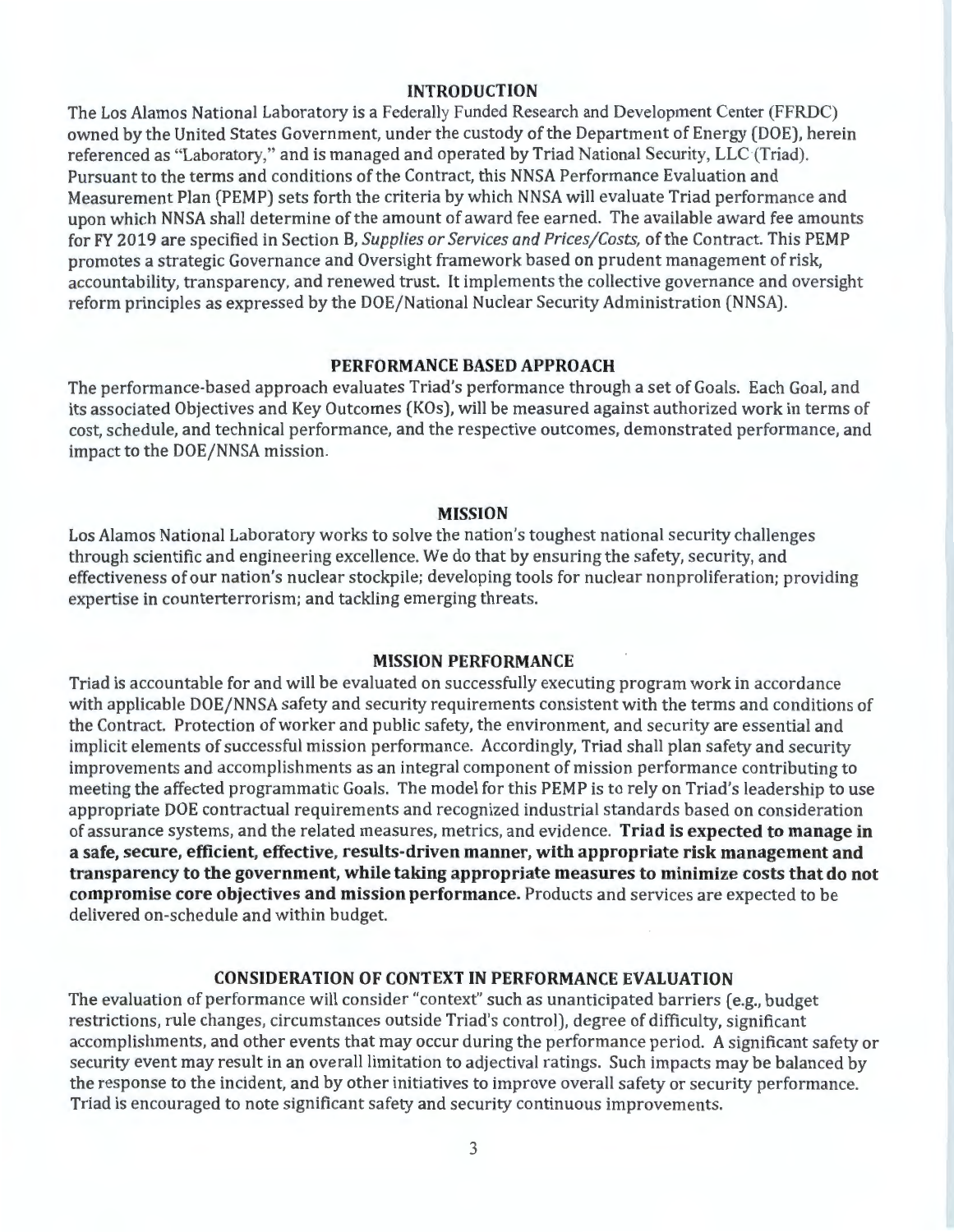## INTRODUCTION

The Los Alamos National Laboratory is a Federally Funded Research and Development Center (FFRDC) owned by the United States Government, under the custody of the Department of Energy (DOE), herein referenced as "Laboratory," and is managed and operated by Triad National Security, LLC (Triad). Pursuant to the terms and conditions of the Contract, this NNSA Performance Evaluation and Measurement Plan (PEMP) sets forth the criteria by which NNSA will evaluate Triad performance and upon which NNSA shall determine of the amount of award fee earned. The available award fee amounts for FY 2019 are specified in Section B, *Supplies or Services and Prices/Costs*, of the Contract. This PEMP promotes a strategic Governance and Oversight framework based on prudent management of risk, accountability, transparency, and renewed trust. It implements the collective governance and oversight reform principles as expressed by the DOE/National Nuclear Security Administration (NNSA).

## PERFORMANCE BASED APPROACH

The performance-based approach evaluates Triad's performance through a set of Goals. Each Goal, and its associated Objectives and Key Outcomes (KOs), will be measured against authorized work in terms of cost, schedule, and technical performance, and the respective outcomes, demonstrated performance, and impact to the DOE/NNSA mission.

## MISSION

Los Alamos National Laboratory works to solve the nation's toughest national security challenges through scientific and engineering excellence. We do that by ensuring the safety, security, and effectiveness of our nation's nuclear stockpile; developing tools for nuclear nonproliferation; providing expertise in counterterrorism; and tackling emerging threats.

## MISSION PERFORMANCE

Triad is accountable for and will be evaluated on successfully executing program work in accordance with applicable DOE/NNSA safety and security requirements consistent with the terms and conditions of the Contract. Protection of worker and public safety, the environment, and security are essential and implicit elements of successful mission performance. Accordingly, Triad shall plan safety and security improvements and accomplishments as an integral component of mission performance contributing to meeting the affected programmatic Goals. The model for this PEMP is to rely on Triad's leadership to use appropriate DOE contractual requirements and recognized industrial standards based on consideration of assurance systems, and the related measures, metrics, and evidence. **Triad is expected to manage in a safe, secure, efficient, effective, results-driven manner, with appropriate risk management and transparency to the government, while taking appropriate measures to minimize costs that do not compromise core objectives and mission performance.** Products and services are expected to be delivered on-schedule and within budget.

## CONSIDERATION OF CONTEXT IN PERFORMANCE EVALUATION

The evaluation of performance will consider "context" such as unanticipated barriers (e.g., budget restrictions, rule changes, circumstances outside Triad's control), degree of difficulty, significant accomplishments, and other events that may occur during the performance period. A significant safety or security event may result in an overall limitation to adjectival ratings. Such impacts may be balanced by the response to the incident, and by other initiatives to improve overall safety or security performance. Triad is encouraged to note significant safety and security continuous improvements.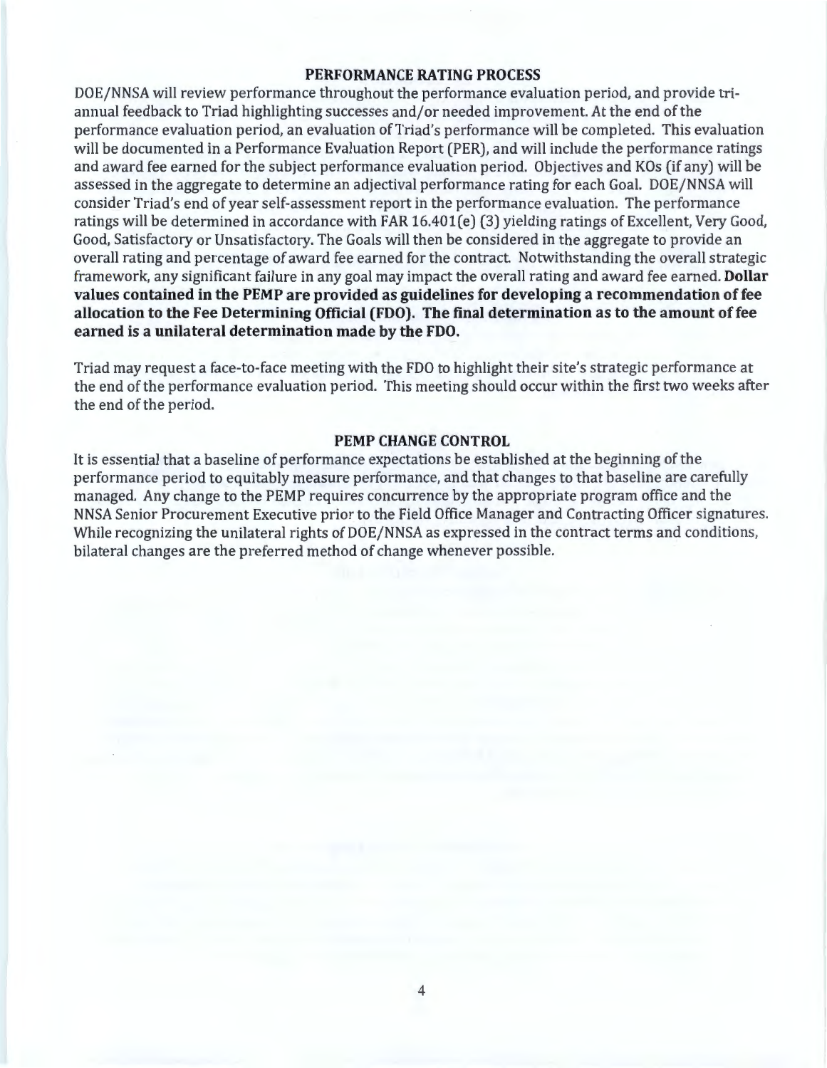## PERFORMANCE RATING PROCESS

DOE/NNSA will review performance throughout the performance evaluation period, and provide tri-annual feedback to Triad highlighting successes and/or needed improvement. At the end of the performance evaluation period, an evaluation of Triad's performance will be completed. This evaluation will be documented in a Performance Evaluation Report (PER), and will include the performance ratings and award fee earned for the subject performance evaluation period. Objectives and KOs (if any) will be assessed in the aggregate to determine an adjectival performance rating for each Goal. DOE/NNSA will consider Triad's end of year self-assessment report in the performance evaluation. The performance ratings will be determined in accordance with FAR 16.401(e) (3) yielding ratings of Excellent, Very Good, Good, Satisfactory or Unsatisfactory. The Goals will then be considered in the aggregate to provide an overall rating and percentage of award fee earned for the contract. Notwithstanding the overall strategic framework, any significant failure in any goal may impact the overall rating and award fee earned. **Dollar values contained in the PEMP are provided as guidelines for developing a recommendation of fee allocation to the Fee Determining Official (FDO). The final determination as to the amount of fee earned is a unilateral determination made by the FDO.**

Triad may request a face-to-face meeting with the FDO to highlight their site's strategic performance at the end of the performance evaluation period. This meeting should occur within the first two weeks after the end of the period.

## PEMP CHANGE CONTROL

It is essential that a baseline of performance expectations be established at the beginning of the performance period to equitably measure performance, and that changes to that baseline are carefully managed. Any change to the PEMP requires concurrence by the appropriate program office and the NNSA Senior Procurement Executive prior to the Field Office Manager and Contracting Officer signatures. While recognizing the unilateral rights of DOE/NNSA as expressed in the contract terms and conditions, bilateral changes are the preferred method of change whenever possible.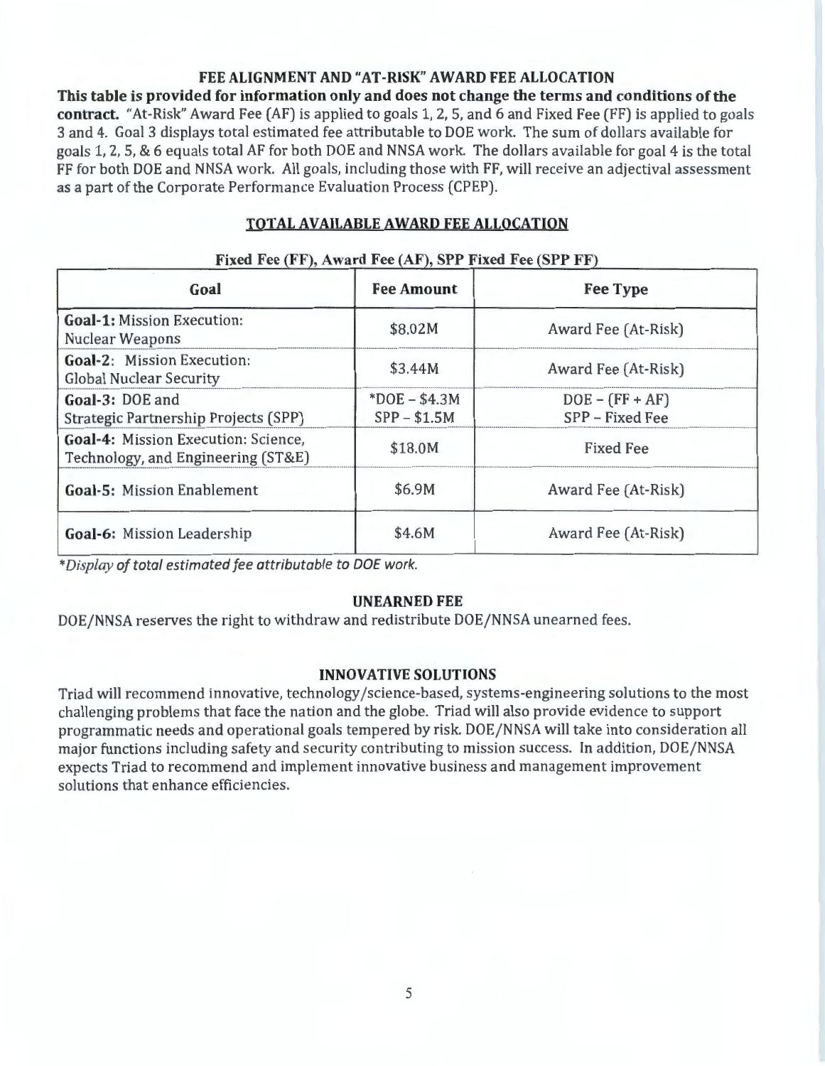## FEE ALIGNMENT AND "AT-RISK" AWARD FEE ALLOCATION

**This table is provided for information only and does not change the terms and conditions of the contract.** "At-Risk" Award Fee (AF) is applied to goals 1, 2, 5, and 6 and Fixed Fee (FF) is applied to goals 3 and 4. Goal 3 displays total estimated fee attributable to DOE work. The sum of dollars available for goals 1, 2, 5, & 6 equals total AF for both DOE and NNSA work. The dollars available for goal 4 is the total FF for both DOE and NNSA work. All goals, including those with FF, will receive an adjectival assessment as a part of the Corporate Performance Evaluation Process (CPEP).

### TOTAL AVAILABLE AWARD FEE ALLOCATION

**Fixed Fee (FF), Award Fee (AF), SPP Fixed Fee (SPP FF)**

| Goal | Fee Amount | Fee Type |
|---|---|---|
| **Goal-1:** Mission Execution: Nuclear Weapons | $8.02M | Award Fee (At-Risk) |
| **Goal-2:** Mission Execution: Global Nuclear Security | $3.44M | Award Fee (At-Risk) |
| **Goal-3:** DOE and Strategic Partnership Projects (SPP) | *DOE – $4.3M<br>SPP – $1.5M | DOE – (FF + AF)<br>SPP – Fixed Fee |
| **Goal-4:** Mission Execution: Science, Technology, and Engineering (ST&E) | $18.0M | Fixed Fee |
| **Goal-5:** Mission Enablement | $6.9M | Award Fee (At-Risk) |
| **Goal-6:** Mission Leadership | $4.6M | Award Fee (At-Risk) |

**Display of total estimated fee attributable to DOE work.*

## UNEARNED FEE

DOE/NNSA reserves the right to withdraw and redistribute DOE/NNSA unearned fees.

## INNOVATIVE SOLUTIONS

Triad will recommend innovative, technology/science-based, systems-engineering solutions to the most challenging problems that face the nation and the globe. Triad will also provide evidence to support programmatic needs and operational goals tempered by risk. DOE/NNSA will take into consideration all major functions including safety and security contributing to mission success. In addition, DOE/NNSA expects Triad to recommend and implement innovative business and management improvement solutions that enhance efficiencies.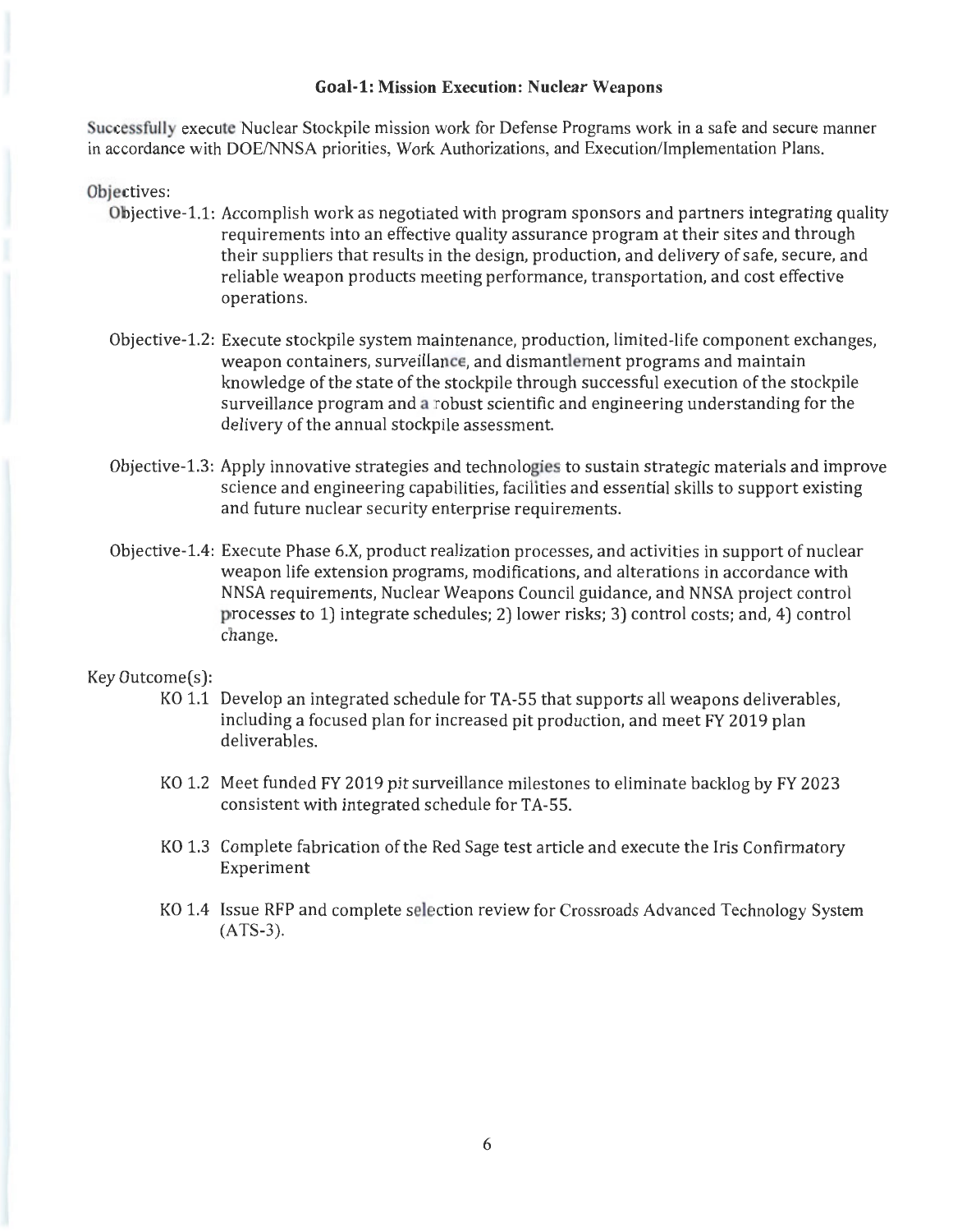## Goal-1: Mission Execution: Nuclear Weapons

Successfully execute Nuclear Stockpile mission work for Defense Programs work in a safe and secure manner in accordance with DOE/NNSA priorities, Work Authorizations, and Execution/Implementation Plans.

Objectives:

- Objective-1.1: Accomplish work as negotiated with program sponsors and partners integrating quality requirements into an effective quality assurance program at their sites and through their suppliers that results in the design, production, and delivery of safe, secure, and reliable weapon products meeting performance, transportation, and cost effective operations.
- Objective-1.2: Execute stockpile system maintenance, production, limited-life component exchanges, weapon containers, surveillance, and dismantlement programs and maintain knowledge of the state of the stockpile through successful execution of the stockpile surveillance program and a robust scientific and engineering understanding for the delivery of the annual stockpile assessment.
- Objective-1.3: Apply innovative strategies and technologies to sustain strategic materials and improve science and engineering capabilities, facilities and essential skills to support existing and future nuclear security enterprise requirements.
- Objective-1.4: Execute Phase 6.X, product realization processes, and activities in support of nuclear weapon life extension programs, modifications, and alterations in accordance with NNSA requirements, Nuclear Weapons Council guidance, and NNSA project control processes to 1) integrate schedules; 2) lower risks; 3) control costs; and, 4) control change.

Key Outcome(s):

- KO 1.1 Develop an integrated schedule for TA-55 that supports all weapons deliverables, including a focused plan for increased pit production, and meet FY 2019 plan deliverables.
- KO 1.2 Meet funded FY 2019 pit surveillance milestones to eliminate backlog by FY 2023 consistent with integrated schedule for TA-55.
- KO 1.3 Complete fabrication of the Red Sage test article and execute the Iris Confirmatory Experiment
- KO 1.4 Issue RFP and complete selection review for Crossroads Advanced Technology System (ATS-3).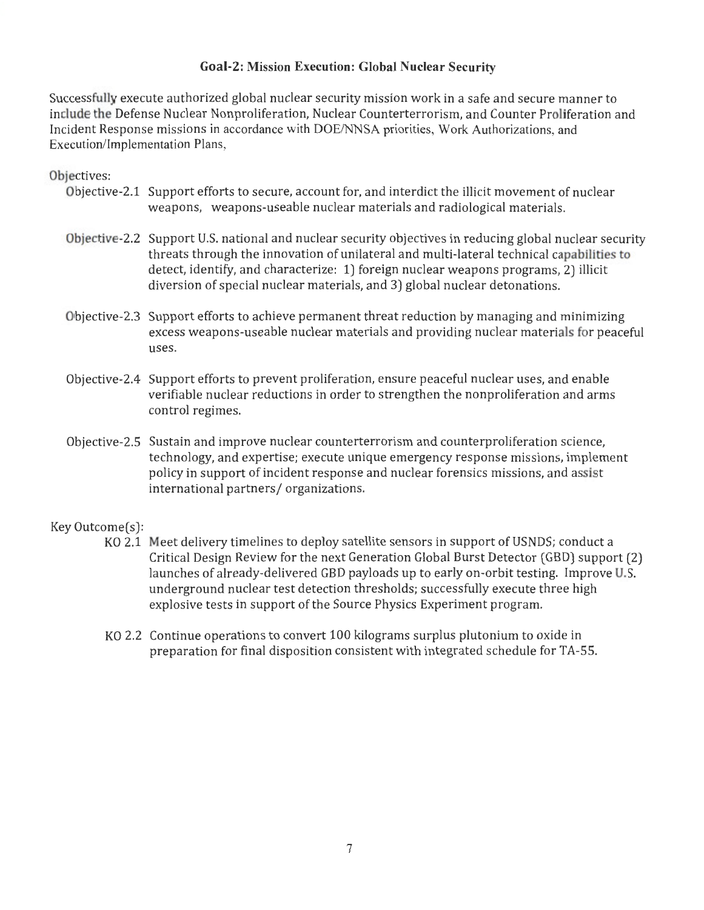## Goal-2: Mission Execution: Global Nuclear Security

Successfully execute authorized global nuclear security mission work in a safe and secure manner to include the Defense Nuclear Nonproliferation, Nuclear Counterterrorism, and Counter Proliferation and Incident Response missions in accordance with DOE/NNSA priorities, Work Authorizations, and Execution/Implementation Plans,

Objectives:

- Objective-2.1 Support efforts to secure, account for, and interdict the illicit movement of nuclear weapons, weapons-useable nuclear materials and radiological materials.
- Objective-2.2 Support U.S. national and nuclear security objectives in reducing global nuclear security threats through the innovation of unilateral and multi-lateral technical capabilities to detect, identify, and characterize: 1) foreign nuclear weapons programs, 2) illicit diversion of special nuclear materials, and 3) global nuclear detonations.
- Objective-2.3 Support efforts to achieve permanent threat reduction by managing and minimizing excess weapons-useable nuclear materials and providing nuclear materials for peaceful uses.
- Objective-2.4 Support efforts to prevent proliferation, ensure peaceful nuclear uses, and enable verifiable nuclear reductions in order to strengthen the nonproliferation and arms control regimes.
- Objective-2.5 Sustain and improve nuclear counterterrorism and counterproliferation science, technology, and expertise; execute unique emergency response missions, implement policy in support of incident response and nuclear forensics missions, and assist international partners/ organizations.

Key Outcome(s):

- KO 2.1 Meet delivery timelines to deploy satellite sensors in support of USNDS; conduct a Critical Design Review for the next Generation Global Burst Detector (GBD) support (2) launches of already-delivered GBD payloads up to early on-orbit testing. Improve U.S. underground nuclear test detection thresholds; successfully execute three high explosive tests in support of the Source Physics Experiment program.
- KO 2.2 Continue operations to convert 100 kilograms surplus plutonium to oxide in preparation for final disposition consistent with integrated schedule for TA-55.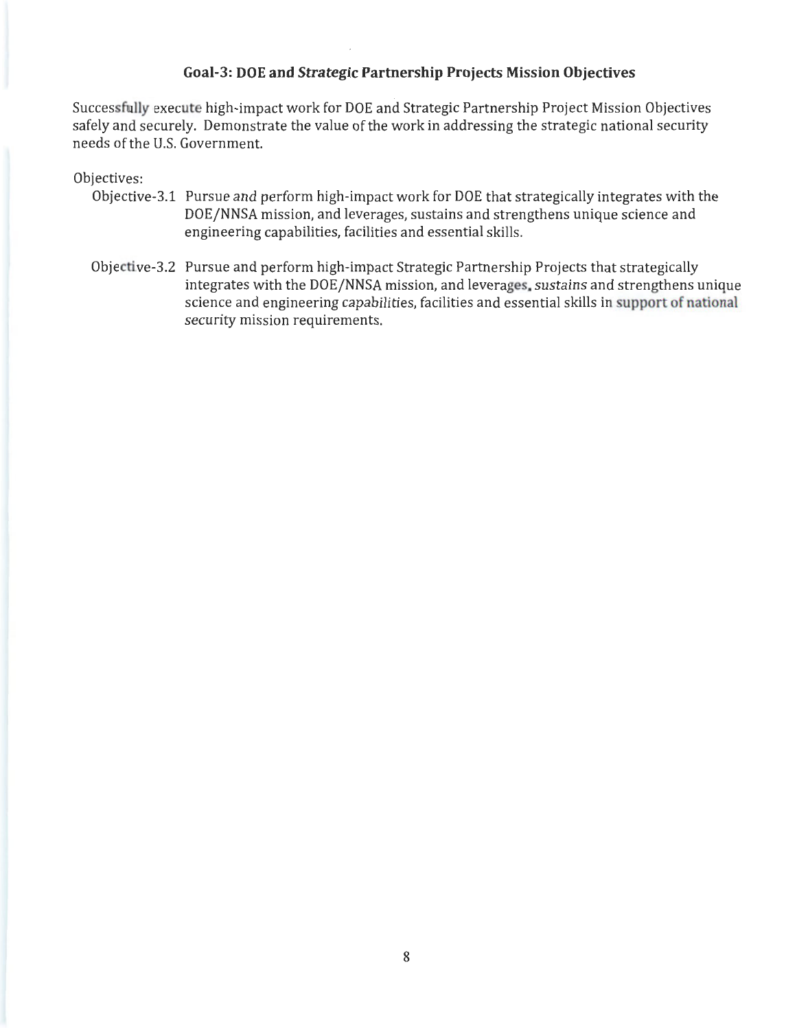## Goal-3: DOE and *Strategic* Partnership Projects Mission Objectives

Successfully execute high-impact work for DOE and Strategic Partnership Project Mission Objectives safely and securely. Demonstrate the value of the work in addressing the strategic national security needs of the U.S. Government.

Objectives:

- Objective-3.1 Pursue and perform high-impact work for DOE that strategically integrates with the DOE/NNSA mission, and leverages, sustains and strengthens unique science and engineering capabilities, facilities and essential skills.

- Objective-3.2 Pursue and perform high-impact Strategic Partnership Projects that strategically integrates with the DOE/NNSA mission, and leverages, sustains and strengthens unique science and engineering capabilities, facilities and essential skills in support of national security mission requirements.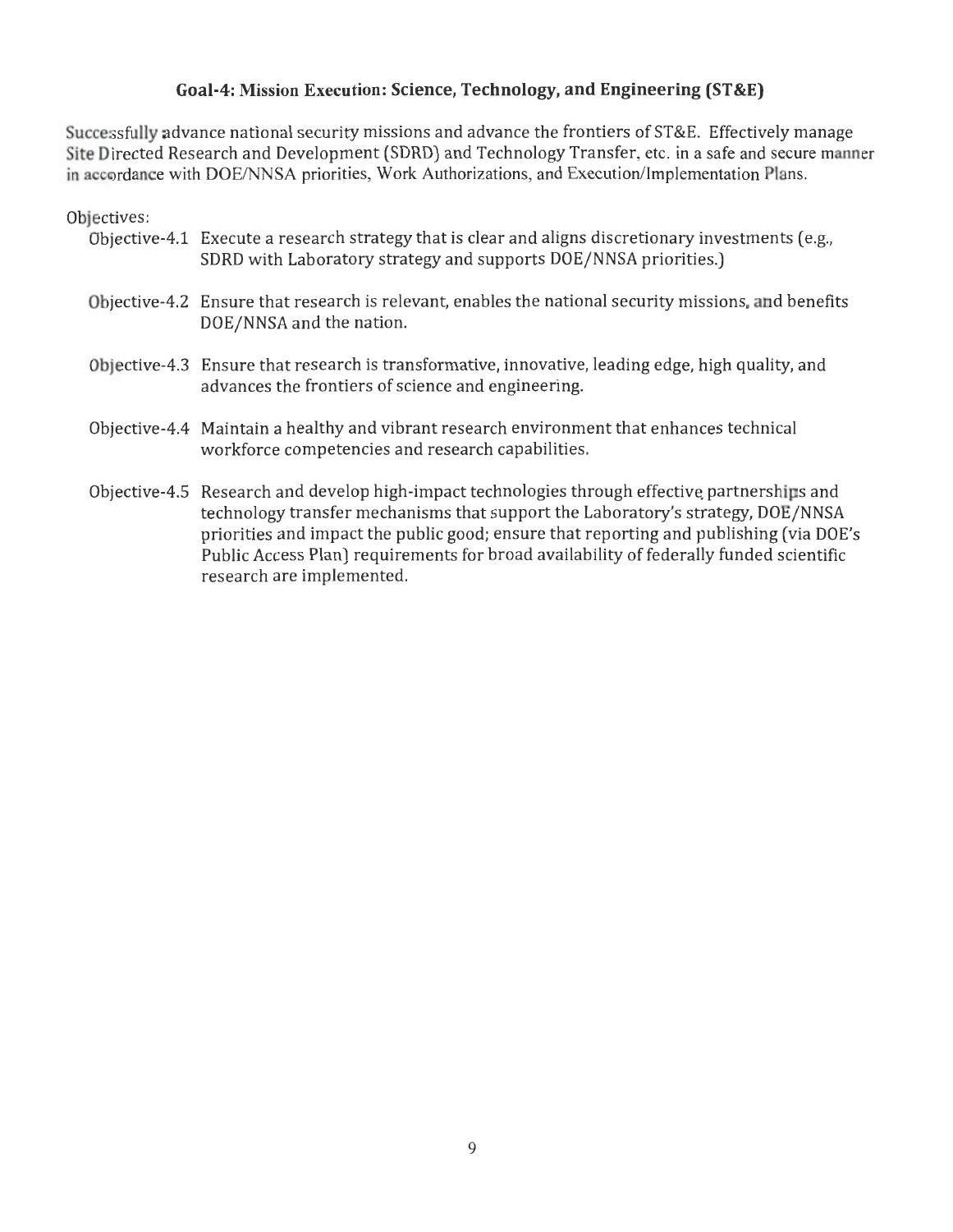### Goal-4: Mission Execution: Science, Technology, and Engineering (ST&E)

Successfully advance national security missions and advance the frontiers of ST&E. Effectively manage Site Directed Research and Development (SDRD) and Technology Transfer, etc. in a safe and secure manner in accordance with DOE/NNSA priorities, Work Authorizations, and Execution/Implementation Plans.

Objectives:

- Objective-4.1 Execute a research strategy that is clear and aligns discretionary investments (e.g., SDRD with Laboratory strategy and supports DOE/NNSA priorities.)
- Objective-4.2 Ensure that research is relevant, enables the national security missions, and benefits DOE/NNSA and the nation.
- Objective-4.3 Ensure that research is transformative, innovative, leading edge, high quality, and advances the frontiers of science and engineering.
- Objective-4.4 Maintain a healthy and vibrant research environment that enhances technical workforce competencies and research capabilities.
- Objective-4.5 Research and develop high-impact technologies through effective partnerships and technology transfer mechanisms that support the Laboratory's strategy, DOE/NNSA priorities and impact the public good; ensure that reporting and publishing (via DOE's Public Access Plan) requirements for broad availability of federally funded scientific research are implemented.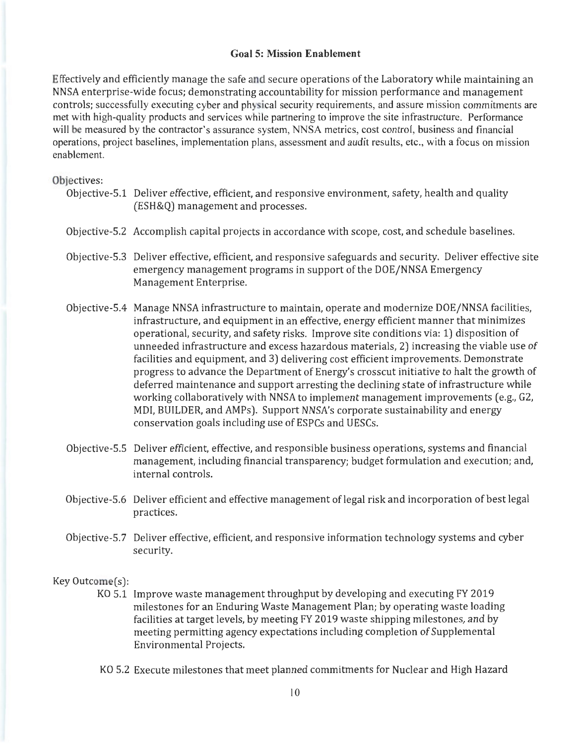## Goal 5: Mission Enablement

Effectively and efficiently manage the safe and secure operations of the Laboratory while maintaining an NNSA enterprise-wide focus; demonstrating accountability for mission performance and management controls; successfully executing cyber and physical security requirements, and assure mission commitments are met with high-quality products and services while partnering to improve the site infrastructure. Performance will be measured by the contractor's assurance system, NNSA metrics, cost control, business and financial operations, project baselines, implementation plans, assessment and audit results, etc., with a focus on mission enablement.

Objectives:

- Objective-5.1 Deliver effective, efficient, and responsive environment, safety, health and quality (ESH&Q) management and processes.

- Objective-5.2 Accomplish capital projects in accordance with scope, cost, and schedule baselines.

- Objective-5.3 Deliver effective, efficient, and responsive safeguards and security. Deliver effective site emergency management programs in support of the DOE/NNSA Emergency Management Enterprise.

- Objective-5.4 Manage NNSA infrastructure to maintain, operate and modernize DOE/NNSA facilities, infrastructure, and equipment in an effective, energy efficient manner that minimizes operational, security, and safety risks. Improve site conditions via: 1) disposition of unneeded infrastructure and excess hazardous materials, 2) increasing the viable use of facilities and equipment, and 3) delivering cost efficient improvements. Demonstrate progress to advance the Department of Energy's crosscut initiative to halt the growth of deferred maintenance and support arresting the declining state of infrastructure while working collaboratively with NNSA to implement management improvements (e.g., G2, MDI, BUILDER, and AMPs). Support NNSA's corporate sustainability and energy conservation goals including use of ESPCs and UESCs.

- Objective-5.5 Deliver efficient, effective, and responsible business operations, systems and financial management, including financial transparency; budget formulation and execution; and, internal controls.

- Objective-5.6 Deliver efficient and effective management of legal risk and incorporation of best legal practices.

- Objective-5.7 Deliver effective, efficient, and responsive information technology systems and cyber security.

Key Outcome(s):

- KO 5.1 Improve waste management throughput by developing and executing FY 2019 milestones for an Enduring Waste Management Plan; by operating waste loading facilities at target levels, by meeting FY 2019 waste shipping milestones, and by meeting permitting agency expectations including completion of Supplemental Environmental Projects.

- KO 5.2 Execute milestones that meet planned commitments for Nuclear and High Hazard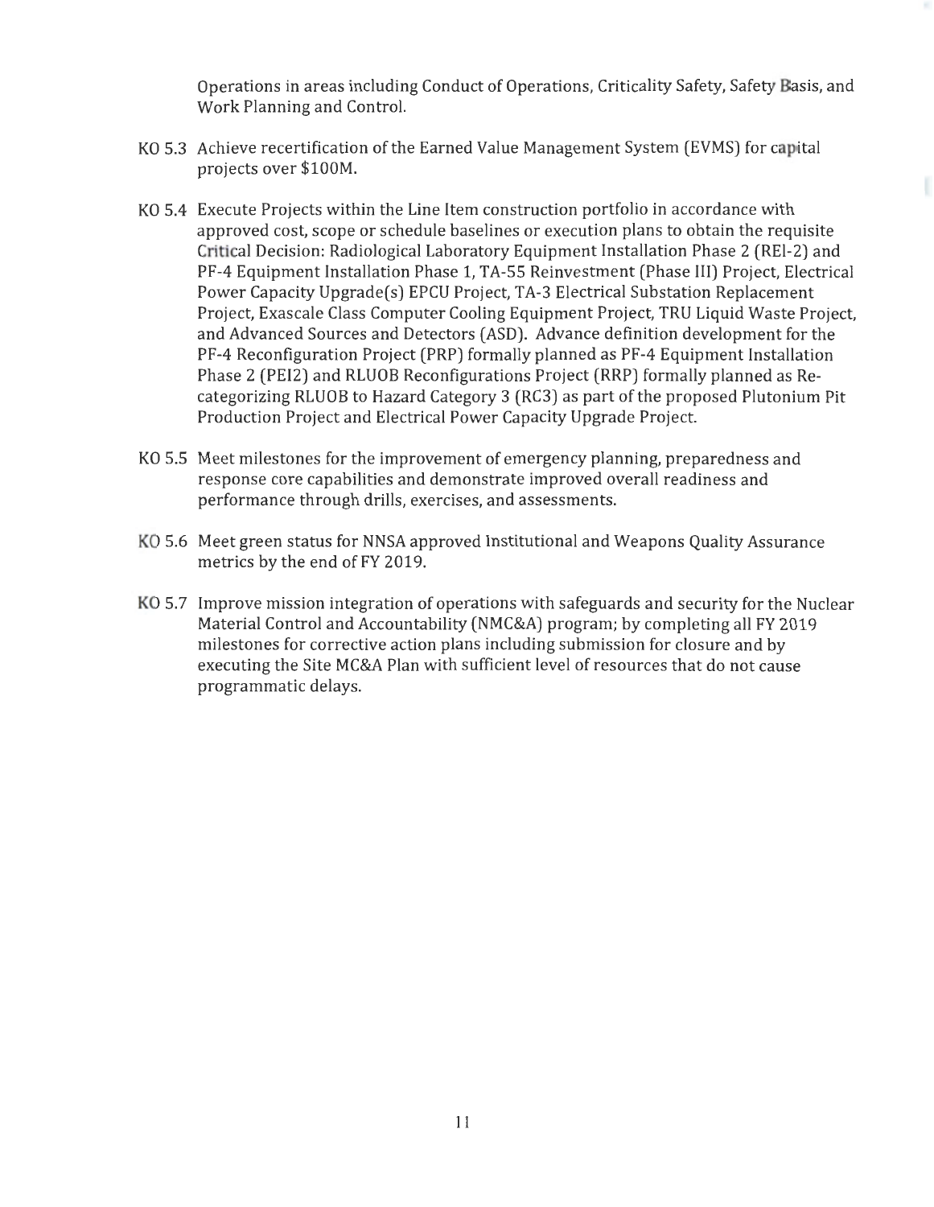Operations in areas including Conduct of Operations, Criticality Safety, Safety Basis, and Work Planning and Control.

KO 5.3 Achieve recertification of the Earned Value Management System (EVMS) for capital projects over $100M.

KO 5.4 Execute Projects within the Line Item construction portfolio in accordance with approved cost, scope or schedule baselines or execution plans to obtain the requisite Critical Decision: Radiological Laboratory Equipment Installation Phase 2 (REI-2) and PF-4 Equipment Installation Phase 1, TA-55 Reinvestment (Phase III) Project, Electrical Power Capacity Upgrade(s) EPCU Project, TA-3 Electrical Substation Replacement Project, Exascale Class Computer Cooling Equipment Project, TRU Liquid Waste Project, and Advanced Sources and Detectors (ASD). Advance definition development for the PF-4 Reconfiguration Project (PRP) formally planned as PF-4 Equipment Installation Phase 2 (PEI2) and RLUOB Reconfigurations Project (RRP) formally planned as Re-categorizing RLUOB to Hazard Category 3 (RC3) as part of the proposed Plutonium Pit Production Project and Electrical Power Capacity Upgrade Project.

KO 5.5 Meet milestones for the improvement of emergency planning, preparedness and response core capabilities and demonstrate improved overall readiness and performance through drills, exercises, and assessments.

KO 5.6 Meet green status for NNSA approved Institutional and Weapons Quality Assurance metrics by the end of FY 2019.

KO 5.7 Improve mission integration of operations with safeguards and security for the Nuclear Material Control and Accountability (NMC&A) program; by completing all FY 2019 milestones for corrective action plans including submission for closure and by executing the Site MC&A Plan with sufficient level of resources that do not cause programmatic delays.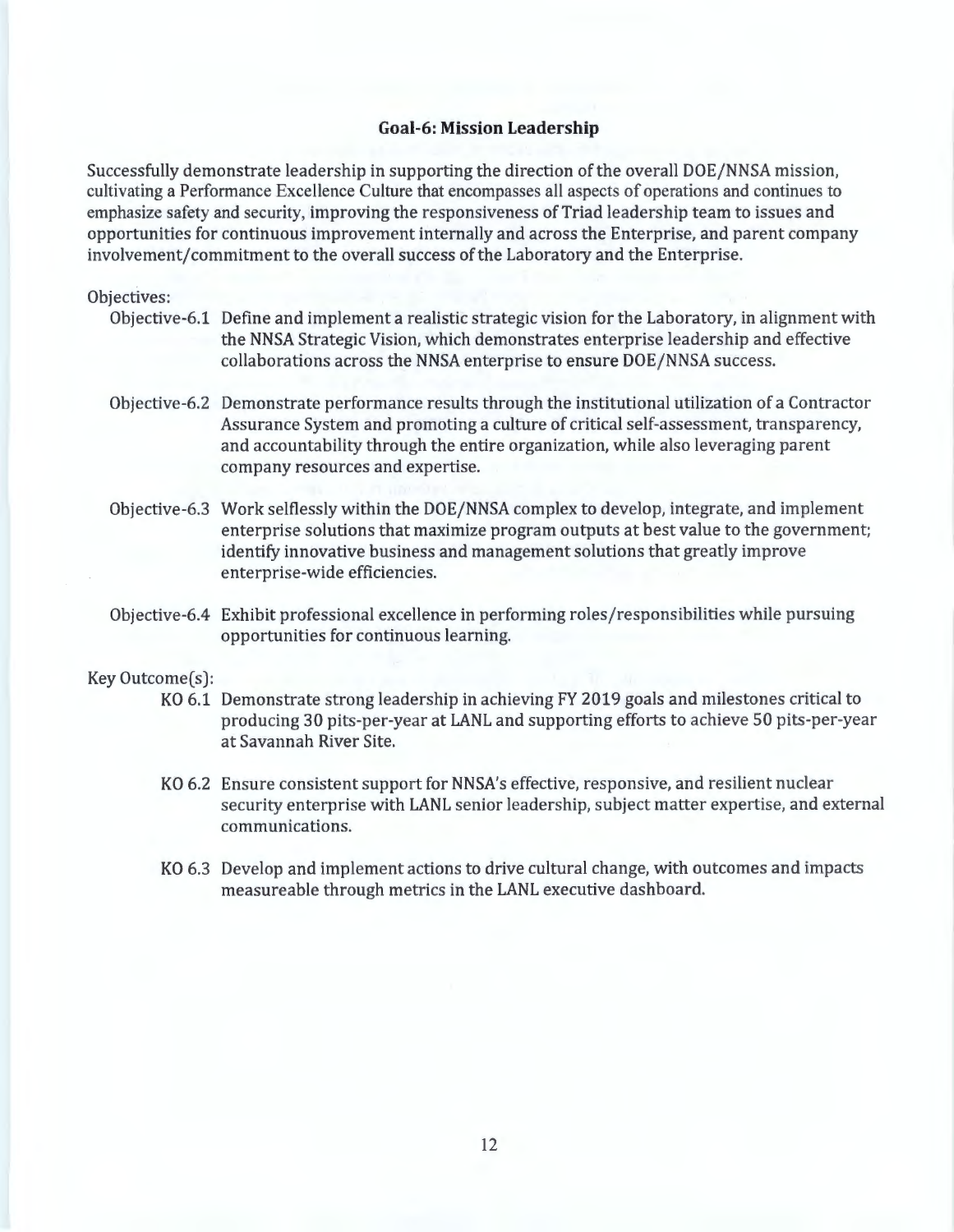## Goal-6: Mission Leadership

Successfully demonstrate leadership in supporting the direction of the overall DOE/NNSA mission, cultivating a Performance Excellence Culture that encompasses all aspects of operations and continues to emphasize safety and security, improving the responsiveness of Triad leadership team to issues and opportunities for continuous improvement internally and across the Enterprise, and parent company involvement/commitment to the overall success of the Laboratory and the Enterprise.

Objectives:

- Objective-6.1 Define and implement a realistic strategic vision for the Laboratory, in alignment with the NNSA Strategic Vision, which demonstrates enterprise leadership and effective collaborations across the NNSA enterprise to ensure DOE/NNSA success.
- Objective-6.2 Demonstrate performance results through the institutional utilization of a Contractor Assurance System and promoting a culture of critical self-assessment, transparency, and accountability through the entire organization, while also leveraging parent company resources and expertise.
- Objective-6.3 Work selflessly within the DOE/NNSA complex to develop, integrate, and implement enterprise solutions that maximize program outputs at best value to the government; identify innovative business and management solutions that greatly improve enterprise-wide efficiencies.
- Objective-6.4 Exhibit professional excellence in performing roles/responsibilities while pursuing opportunities for continuous learning.

Key Outcome(s):

- KO 6.1 Demonstrate strong leadership in achieving FY 2019 goals and milestones critical to producing 30 pits-per-year at LANL and supporting efforts to achieve 50 pits-per-year at Savannah River Site.
- KO 6.2 Ensure consistent support for NNSA's effective, responsive, and resilient nuclear security enterprise with LANL senior leadership, subject matter expertise, and external communications.
- KO 6.3 Develop and implement actions to drive cultural change, with outcomes and impacts measureable through metrics in the LANL executive dashboard.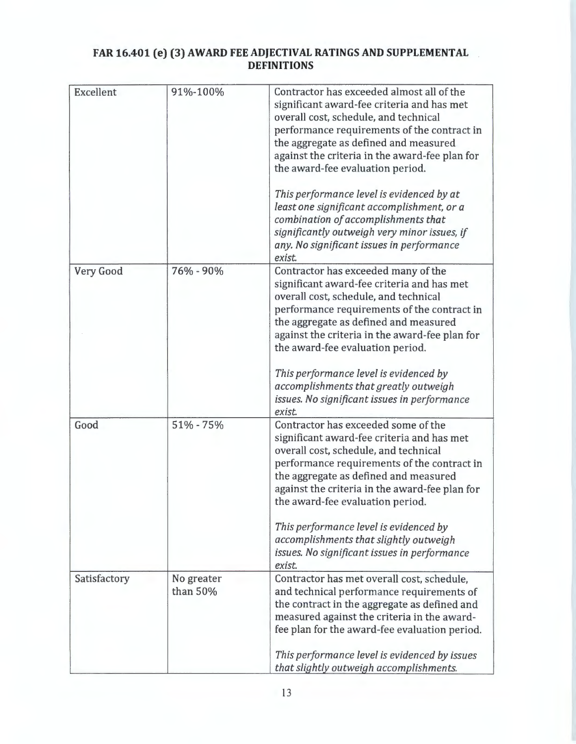## FAR 16.401 (e) (3) AWARD FEE ADJECTIVAL RATINGS AND SUPPLEMENTAL DEFINITIONS

| | | |
|---|---|---|
| Excellent | 91%-100% | Contractor has exceeded almost all of the significant award-fee criteria and has met overall cost, schedule, and technical performance requirements of the contract in the aggregate as defined and measured against the criteria in the award-fee plan for the award-fee evaluation period.<br><br>*This performance level is evidenced by at least one significant accomplishment, or a combination of accomplishments that significantly outweigh very minor issues, if any. No significant issues in performance exist.* |
| Very Good | 76% - 90% | Contractor has exceeded many of the significant award-fee criteria and has met overall cost, schedule, and technical performance requirements of the contract in the aggregate as defined and measured against the criteria in the award-fee plan for the award-fee evaluation period.<br><br>*This performance level is evidenced by accomplishments that greatly outweigh issues. No significant issues in performance exist.* |
| Good | 51% - 75% | Contractor has exceeded some of the significant award-fee criteria and has met overall cost, schedule, and technical performance requirements of the contract in the aggregate as defined and measured against the criteria in the award-fee plan for the award-fee evaluation period.<br><br>*This performance level is evidenced by accomplishments that slightly outweigh issues. No significant issues in performance exist.* |
| Satisfactory | No greater than 50% | Contractor has met overall cost, schedule, and technical performance requirements of the contract in the aggregate as defined and measured against the criteria in the award-fee plan for the award-fee evaluation period.<br><br>*This performance level is evidenced by issues that slightly outweigh accomplishments.* |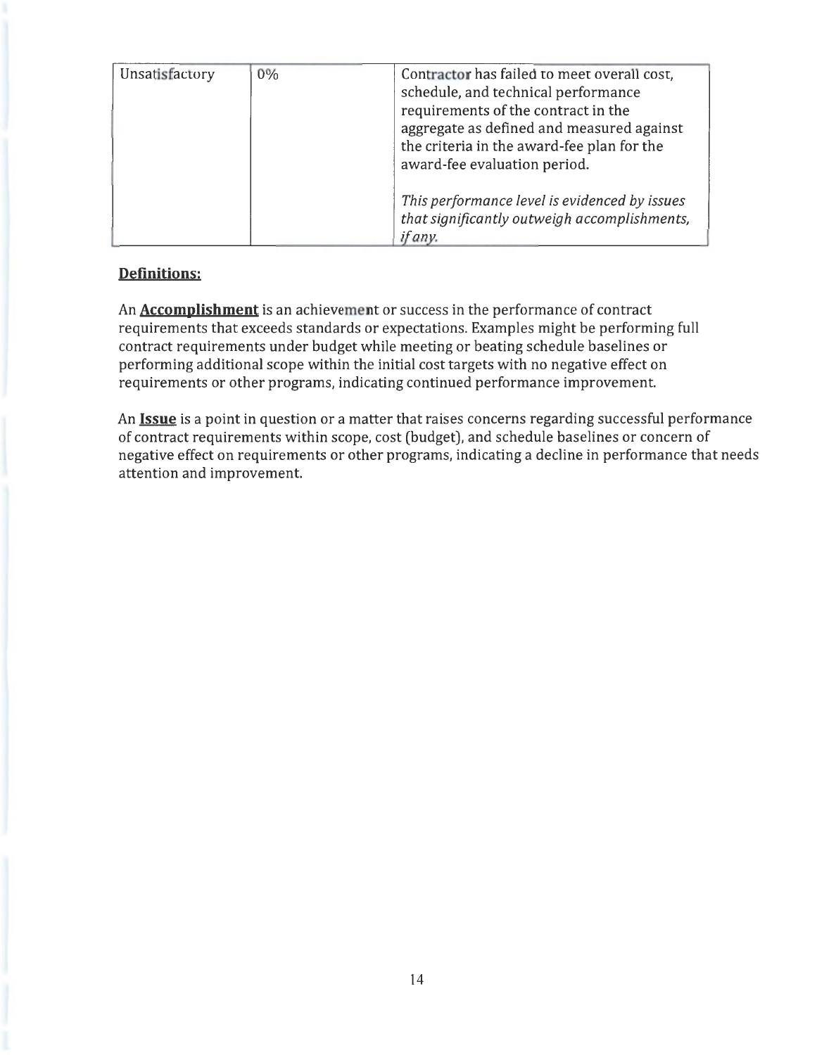| | | |
|---|---|---|
| Unsatisfactory | 0% | Contractor has failed to meet overall cost, schedule, and technical performance requirements of the contract in the aggregate as defined and measured against the criteria in the award-fee plan for the award-fee evaluation period.<br><br>*This performance level is evidenced by issues that significantly outweigh accomplishments, if any.* |

**Definitions:**

An **Accomplishment** is an achievement or success in the performance of contract requirements that exceeds standards or expectations. Examples might be performing full contract requirements under budget while meeting or beating schedule baselines or performing additional scope within the initial cost targets with no negative effect on requirements or other programs, indicating continued performance improvement.

An **Issue** is a point in question or a matter that raises concerns regarding successful performance of contract requirements within scope, cost (budget), and schedule baselines or concern of negative effect on requirements or other programs, indicating a decline in performance that needs attention and improvement.